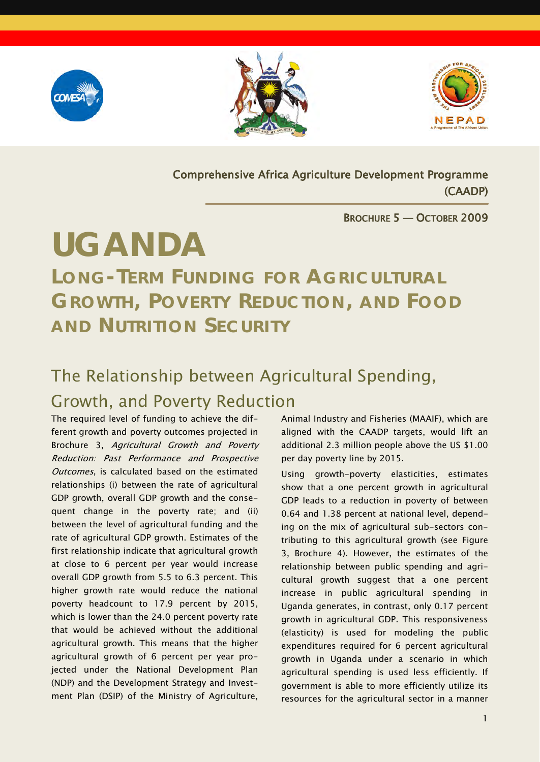Comprehensive Africa Agriculture Development Programme (CAADP)

BROCHURE 5 — OCTOBER 2009

# UGANDA

## LONG-TERM FUNDING FOR AGRICULTURAL GROWTH, POVERTY REDUCTION, AND FOOD AND NUTRITION SECURITY

### The Relationship between Agricultural Spending, Growth, and Poverty Reduction

The required level of funding to achieve the different growth and poverty outcomes projected in Brochure 3, *Agricultural Growth and Poverty Reduction: Past Performance and Prospective Outcomes*, is calculated based on the estimated relationships (i) between the rate of agricultural GDP growth, overall GDP growth and the consequent change in the poverty rate; and (ii) between the level of agricultural funding and the rate of agricultural GDP growth. Estimates of the first relationship indicate that agricultural growth at close to 6 percent per year would increase overall GDP growth from 5.5 to 6.3 percent. This higher growth rate would reduce the national poverty headcount to 17.9 percent by 2015, which is lower than the 24.0 percent poverty rate that would be achieved without the additional agricultural growth. This means that the higher agricultural growth of 6 percent per year projected under the National Development Plan (NDP) and the Development Strategy and Investment Plan (DSIP) of the Ministry of Agriculture, Animal Industry and Fisheries (MAAIF), which are aligned with the CAADP targets, would lift an additional 2.3 million people above the US $1.00 per day poverty line by 2015.

Using growth-poverty elasticities, estimates show that a one percent growth in agricultural GDP leads to a reduction in poverty of between 0.64 and 1.38 percent at national level, depending on the mix of agricultural sub-sectors contributing to this agricultural growth (see Figure 3, Brochure 4). However, the estimates of the relationship between public spending and agricultural growth suggest that a one percent increase in public agricultural spending in Uganda generates, in contrast, only 0.17 percent growth in agricultural GDP. This responsiveness (elasticity) is used for modeling the public expenditures required for 6 percent agricultural growth in Uganda under a scenario in which agricultural spending is used less efficiently. If government is able to more efficiently utilize its resources for the agricultural sector in a manner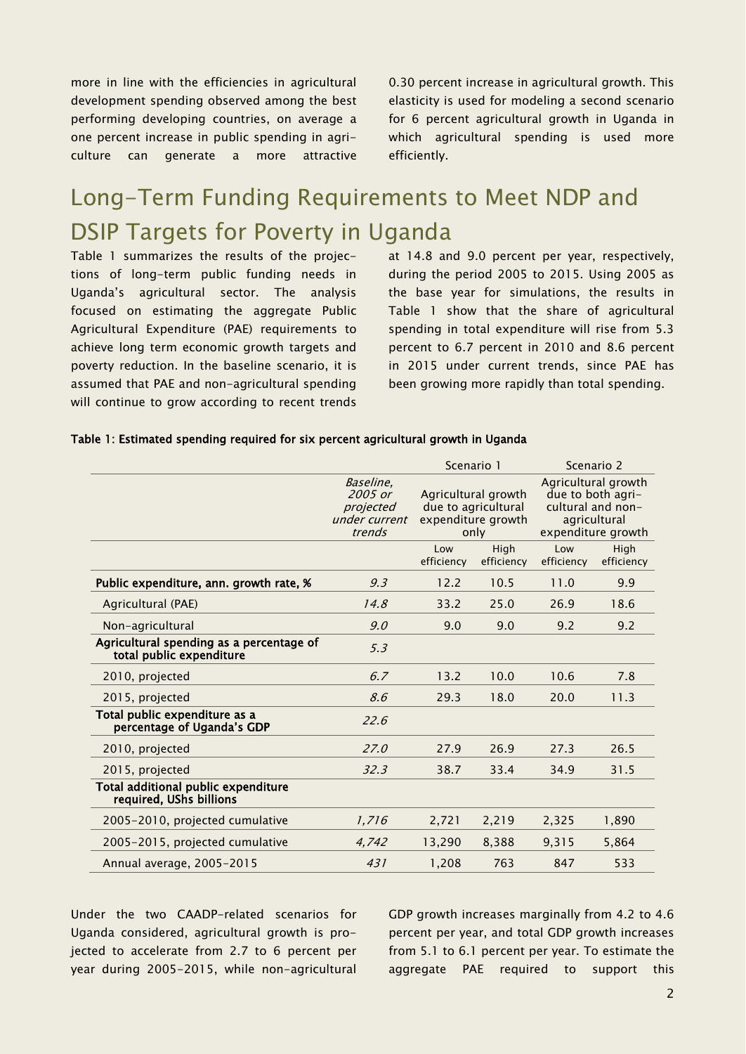more in line with the efficiencies in agricultural development spending observed among the best performing developing countries, on average a one percent increase in public spending in agriculture can generate a more attractive 0.30 percent increase in agricultural growth. This elasticity is used for modeling a second scenario for 6 percent agricultural growth in Uganda in which agricultural spending is used more efficiently.

## Long-Term Funding Requirements to Meet NDP and DSIP Targets for Poverty in Uganda

Table 1 summarizes the results of the projections of long-term public funding needs in Uganda's agricultural sector. The analysis focused on estimating the aggregate Public Agricultural Expenditure (PAE) requirements to achieve long term economic growth targets and poverty reduction. In the baseline scenario, it is assumed that PAE and non-agricultural spending will continue to grow according to recent trends at 14.8 and 9.0 percent per year, respectively, during the period 2005 to 2015. Using 2005 as the base year for simulations, the results in Table 1 show that the share of agricultural spending in total expenditure will rise from 5.3 percent to 6.7 percent in 2010 and 8.6 percent in 2015 under current trends, since PAE has been growing more rapidly than total spending.

**Table 1: Estimated spending required for six percent agricultural growth in Uganda**

| | | Scenario 1 | | Scenario 2 | |
|---|---|---|---|---|---|
| | *Baseline, 2005 or projected under current trends* | Agricultural growth due to agricultural expenditure growth only | | Agricultural growth due to both agricultural and non-agricultural expenditure growth | |
| | | Low efficiency | High efficiency | Low efficiency | High efficiency |
| **Public expenditure, ann. growth rate, %** | *9.3* | 12.2 | 10.5 | 11.0 | 9.9 |
| Agricultural (PAE) | *14.8* | 33.2 | 25.0 | 26.9 | 18.6 |
| Non-agricultural | *9.0* | 9.0 | 9.0 | 9.2 | 9.2 |
| **Agricultural spending as a percentage of total public expenditure** | *5.3* | | | | |
| 2010, projected | *6.7* | 13.2 | 10.0 | 10.6 | 7.8 |
| 2015, projected | *8.6* | 29.3 | 18.0 | 20.0 | 11.3 |
| **Total public expenditure as a percentage of Uganda's GDP** | *22.6* | | | | |
| 2010, projected | *27.0* | 27.9 | 26.9 | 27.3 | 26.5 |
| 2015, projected | *32.3* | 38.7 | 33.4 | 34.9 | 31.5 |
| **Total additional public expenditure required, USh billions** | | | | | |
| 2005-2010, projected cumulative | *1,716* | 2,721 | 2,219 | 2,325 | 1,890 |
| 2005-2015, projected cumulative | *4,742* | 13,290 | 8,388 | 9,315 | 5,864 |
| Annual average, 2005-2015 | *431* | 1,208 | 763 | 847 | 533 |

Under the two CAADP-related scenarios for Uganda considered, agricultural growth is projected to accelerate from 2.7 to 6 percent per year during 2005-2015, while non-agricultural GDP growth increases marginally from 4.2 to 4.6 percent per year, and total GDP growth increases from 5.1 to 6.1 percent per year. To estimate the aggregate PAE required to support this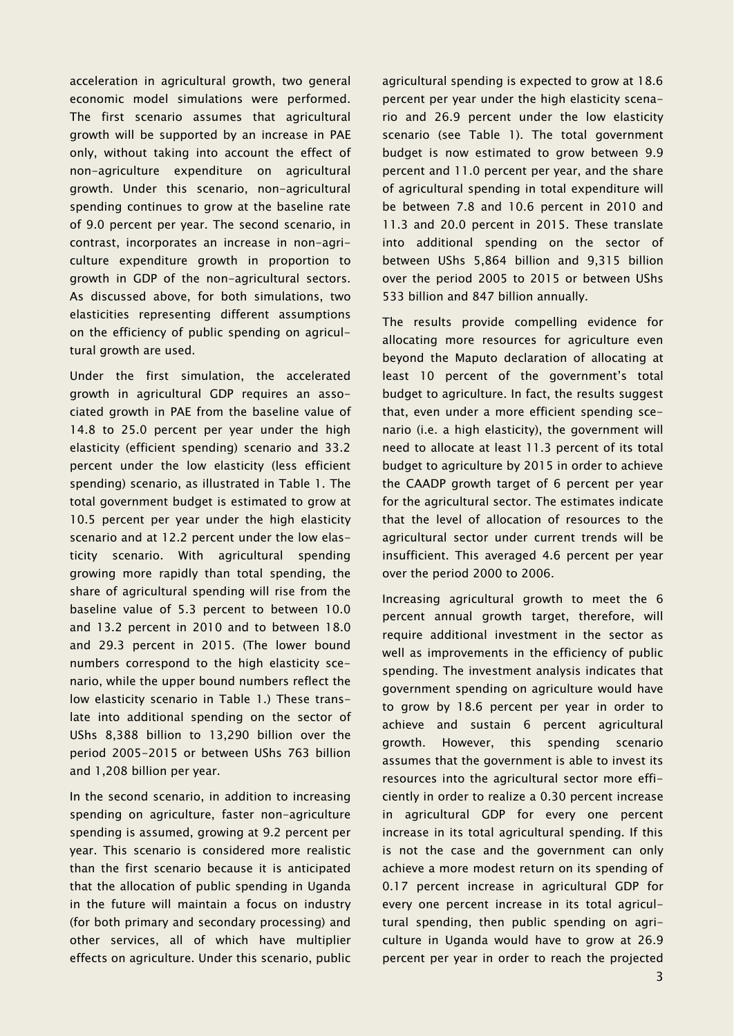acceleration in agricultural growth, two general economic model simulations were performed. The first scenario assumes that agricultural growth will be supported by an increase in PAE only, without taking into account the effect of non-agriculture expenditure on agricultural growth. Under this scenario, non-agricultural spending continues to grow at the baseline rate of 9.0 percent per year. The second scenario, in contrast, incorporates an increase in non-agriculture expenditure growth in proportion to growth in GDP of the non-agricultural sectors. As discussed above, for both simulations, two elasticities representing different assumptions on the efficiency of public spending on agricultural growth are used.

Under the first simulation, the accelerated growth in agricultural GDP requires an associated growth in PAE from the baseline value of 14.8 to 25.0 percent per year under the high elasticity (efficient spending) scenario and 33.2 percent under the low elasticity (less efficient spending) scenario, as illustrated in Table 1. The total government budget is estimated to grow at 10.5 percent per year under the high elasticity scenario and at 12.2 percent under the low elasticity scenario. With agricultural spending growing more rapidly than total spending, the share of agricultural spending will rise from the baseline value of 5.3 percent to between 10.0 and 13.2 percent in 2010 and to between 18.0 and 29.3 percent in 2015. (The lower bound numbers correspond to the high elasticity scenario, while the upper bound numbers reflect the low elasticity scenario in Table 1.) These translate into additional spending on the sector of UShs 8,388 billion to 13,290 billion over the period 2005–2015 or between UShs 763 billion and 1,208 billion per year.

In the second scenario, in addition to increasing spending on agriculture, faster non-agriculture spending is assumed, growing at 9.2 percent per year. This scenario is considered more realistic than the first scenario because it is anticipated that the allocation of public spending in Uganda in the future will maintain a focus on industry (for both primary and secondary processing) and other services, all of which have multiplier effects on agriculture. Under this scenario, public agricultural spending is expected to grow at 18.6 percent per year under the high elasticity scenario and 26.9 percent under the low elasticity scenario (see Table 1). The total government budget is now estimated to grow between 9.9 percent and 11.0 percent per year, and the share of agricultural spending in total expenditure will be between 7.8 and 10.6 percent in 2010 and 11.3 and 20.0 percent in 2015. These translate into additional spending on the sector of between UShs 5,864 billion and 9,315 billion over the period 2005 to 2015 or between UShs 533 billion and 847 billion annually.

The results provide compelling evidence for allocating more resources for agriculture even beyond the Maputo declaration of allocating at least 10 percent of the government's total budget to agriculture. In fact, the results suggest that, even under a more efficient spending scenario (i.e. a high elasticity), the government will need to allocate at least 11.3 percent of its total budget to agriculture by 2015 in order to achieve the CAADP growth target of 6 percent per year for the agricultural sector. The estimates indicate that the level of allocation of resources to the agricultural sector under current trends will be insufficient. This averaged 4.6 percent per year over the period 2000 to 2006.

Increasing agricultural growth to meet the 6 percent annual growth target, therefore, will require additional investment in the sector as well as improvements in the efficiency of public spending. The investment analysis indicates that government spending on agriculture would have to grow by 18.6 percent per year in order to achieve and sustain 6 percent agricultural growth. However, this spending scenario assumes that the government is able to invest its resources into the agricultural sector more efficiently in order to realize a 0.30 percent increase in agricultural GDP for every one percent increase in its total agricultural spending. If this is not the case and the government can only achieve a more modest return on its spending of 0.17 percent increase in agricultural GDP for every one percent increase in its total agricultural spending, then public spending on agriculture in Uganda would have to grow at 26.9 percent per year in order to reach the projected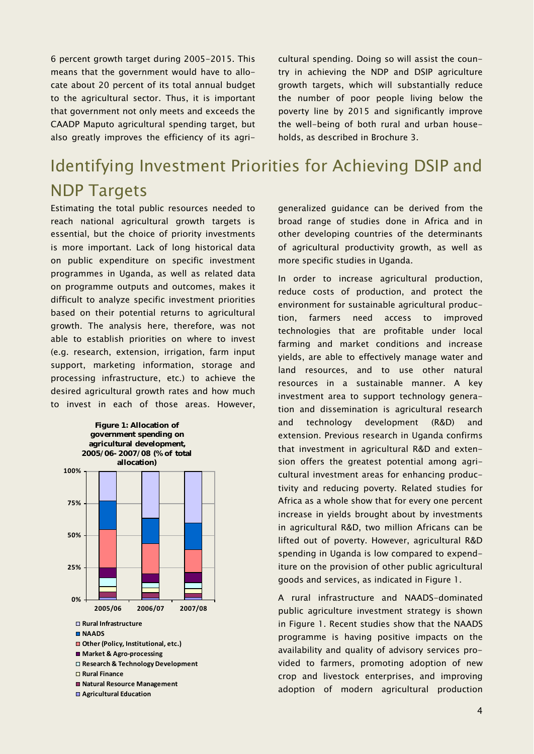6 percent growth target during 2005–2015. This means that the government would have to allocate about 20 percent of its total annual budget to the agricultural sector. Thus, it is important that government not only meets and exceeds the CAADP Maputo agricultural spending target, but also greatly improves the efficiency of its agricultural spending. Doing so will assist the country in achieving the NDP and DSIP agriculture growth targets, which will substantially reduce the number of poor people living below the poverty line by 2015 and significantly improve the well-being of both rural and urban households, as described in Brochure 3.

## Identifying Investment Priorities for Achieving DSIP and NDP Targets

Estimating the total public resources needed to reach national agricultural growth targets is essential, but the choice of priority investments is more important. Lack of long historical data on public expenditure on specific investment programmes in Uganda, as well as related data on programme outputs and outcomes, makes it difficult to analyze specific investment priorities based on their potential returns to agricultural growth. The analysis here, therefore, was not able to establish priorities on where to invest (e.g. research, extension, irrigation, farm input support, marketing information, storage and processing infrastructure, etc.) to achieve the desired agricultural growth rates and how much to invest in each of those areas. However, generalized guidance can be derived from the broad range of studies done in Africa and in other developing countries of the determinants of agricultural productivity growth, as well as more specific studies in Uganda.

**Figure 1: Allocation of government spending on agricultural development, 2005/06- 2007/08 (% of total allocation)**

In order to increase agricultural production, reduce costs of production, and protect the environment for sustainable agricultural production, farmers need access to improved technologies that are profitable under local farming and market conditions and increase yields, are able to effectively manage water and land resources, and to use other natural resources in a sustainable manner. A key investment area to support technology generation and dissemination is agricultural research and technology development (R&D) and extension. Previous research in Uganda confirms that investment in agricultural R&D and extension offers the greatest potential among agricultural investment areas for enhancing productivity and reducing poverty. Related studies for Africa as a whole show that for every one percent increase in yields brought about by investments in agricultural R&D, two million Africans can be lifted out of poverty. However, agricultural R&D spending in Uganda is low compared to expenditure on the provision of other public agricultural goods and services, as indicated in Figure 1.

A rural infrastructure and NAADS-dominated public agriculture investment strategy is shown in Figure 1. Recent studies show that the NAADS programme is having positive impacts on the availability and quality of advisory services provided to farmers, promoting adoption of new crop and livestock enterprises, and improving adoption of modern agricultural production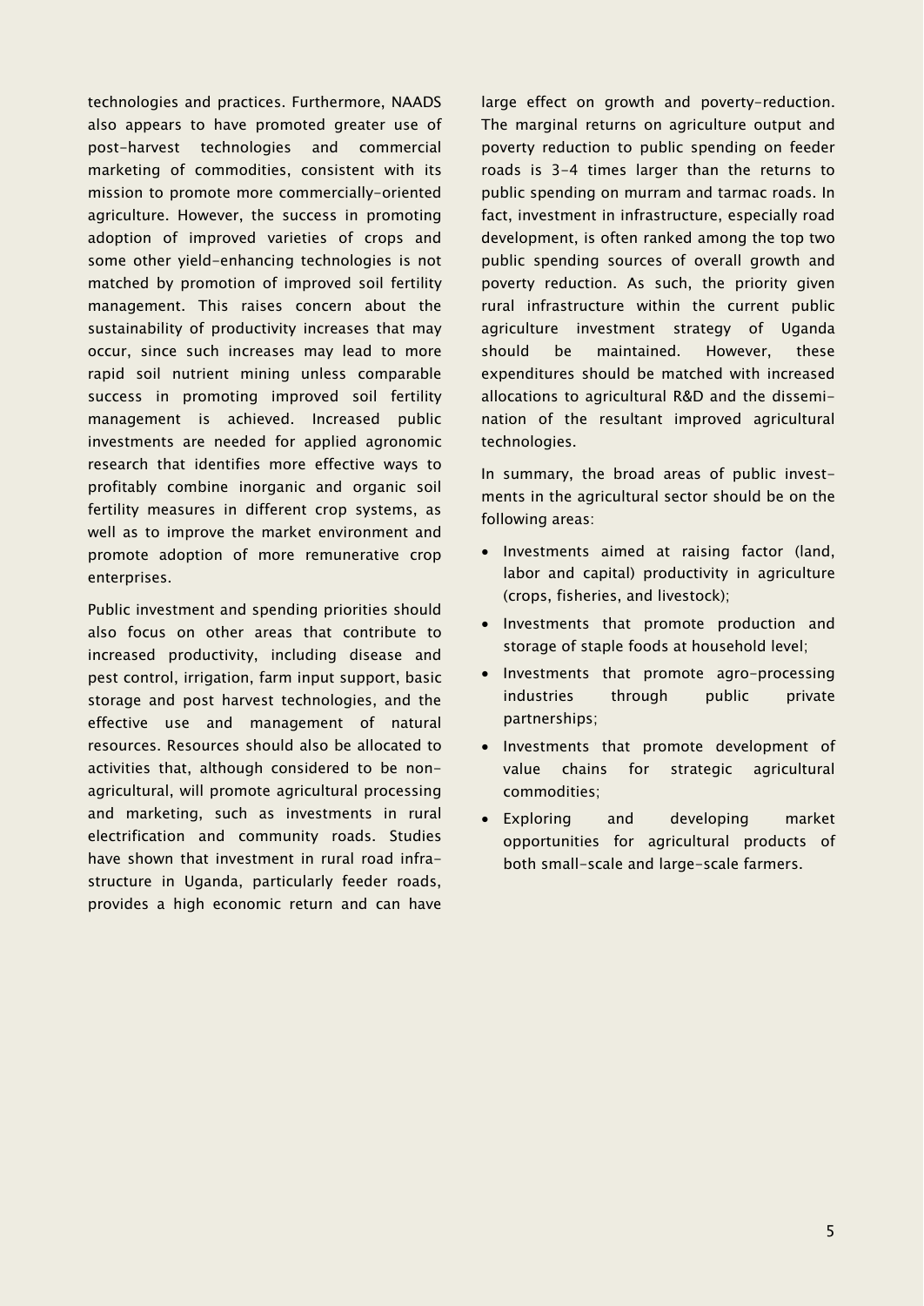technologies and practices. Furthermore, NAADS also appears to have promoted greater use of post-harvest technologies and commercial marketing of commodities, consistent with its mission to promote more commercially-oriented agriculture. However, the success in promoting adoption of improved varieties of crops and some other yield-enhancing technologies is not matched by promotion of improved soil fertility management. This raises concern about the sustainability of productivity increases that may occur, since such increases may lead to more rapid soil nutrient mining unless comparable success in promoting improved soil fertility management is achieved. Increased public investments are needed for applied agronomic research that identifies more effective ways to profitably combine inorganic and organic soil fertility measures in different crop systems, as well as to improve the market environment and promote adoption of more remunerative crop enterprises.

Public investment and spending priorities should also focus on other areas that contribute to increased productivity, including disease and pest control, irrigation, farm input support, basic storage and post harvest technologies, and the effective use and management of natural resources. Resources should also be allocated to activities that, although considered to be non-agricultural, will promote agricultural processing and marketing, such as investments in rural electrification and community roads. Studies have shown that investment in rural road infrastructure in Uganda, particularly feeder roads, provides a high economic return and can have large effect on growth and poverty-reduction. The marginal returns on agriculture output and poverty reduction to public spending on feeder roads is 3-4 times larger than the returns to public spending on murram and tarmac roads. In fact, investment in infrastructure, especially road development, is often ranked among the top two public spending sources of overall growth and poverty reduction. As such, the priority given rural infrastructure within the current public agriculture investment strategy of Uganda should be maintained. However, these expenditures should be matched with increased allocations to agricultural R&D and the dissemination of the resultant improved agricultural technologies.

In summary, the broad areas of public investments in the agricultural sector should be on the following areas:

- Investments aimed at raising factor (land, labor and capital) productivity in agriculture (crops, fisheries, and livestock);
- Investments that promote production and storage of staple foods at household level;
- Investments that promote agro-processing industries through public private partnerships;
- Investments that promote development of value chains for strategic agricultural commodities;
- Exploring and developing market opportunities for agricultural products of both small-scale and large-scale farmers.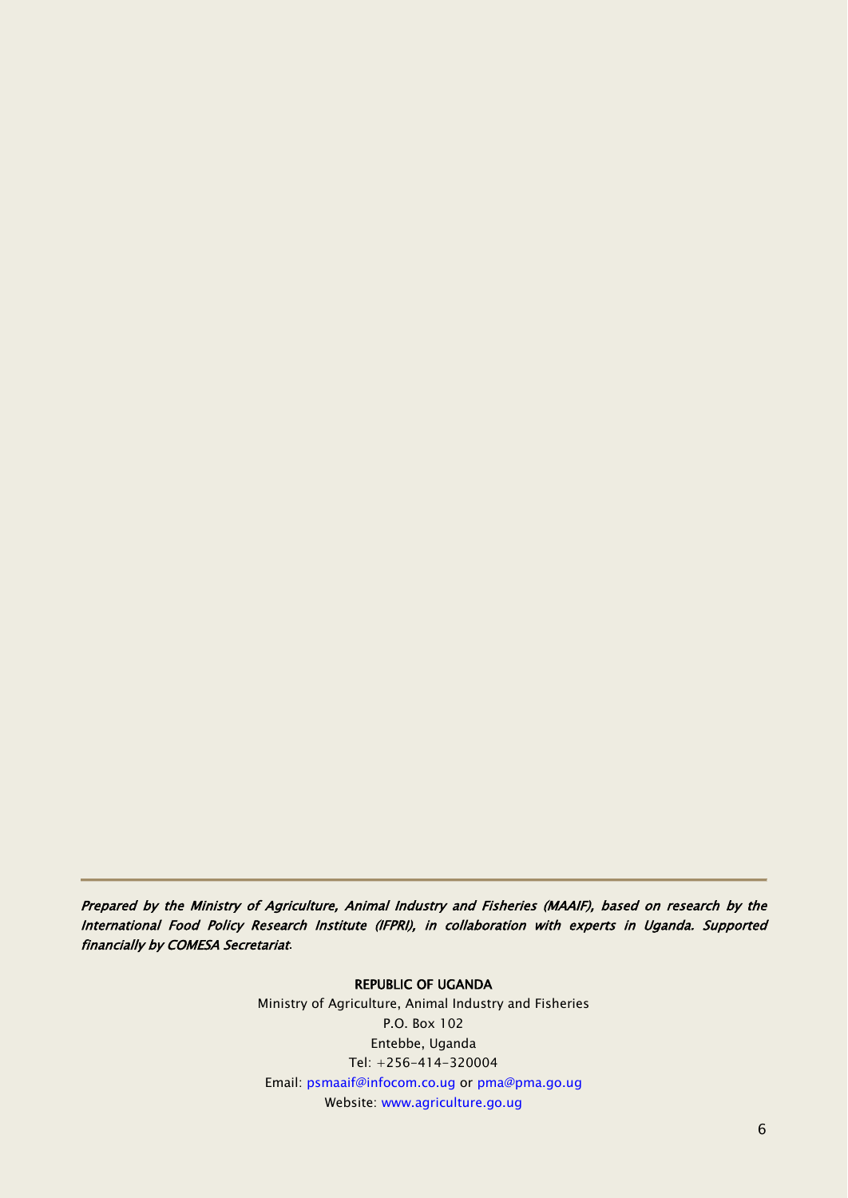---

***Prepared by the Ministry of Agriculture, Animal Industry and Fisheries (MAAIF), based on research by the International Food Policy Research Institute (IFPRI), in collaboration with experts in Uganda. Supported financially by COMESA Secretariat***.

**REPUBLIC OF UGANDA**

Ministry of Agriculture, Animal Industry and Fisheries

P.O. Box 102

Entebbe, Uganda

Tel: +256-414-320004

Email: psmaaif@infocom.co.ug or pma@pma.go.ug

Website: www.agriculture.go.ug